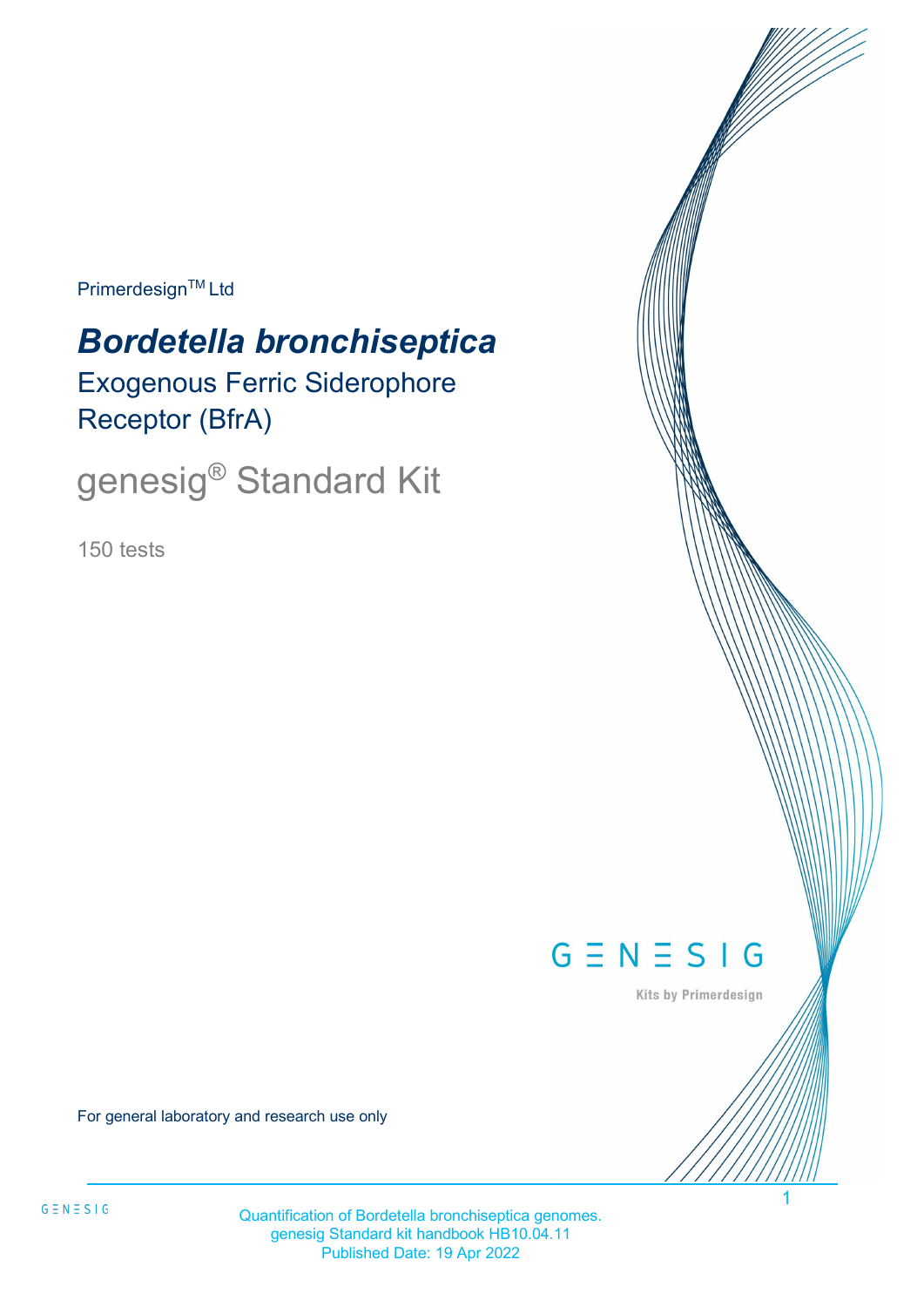Primerdesign™ Ltd

# *Bordetella bronchiseptica*

## Exogenous Ferric Siderophore Receptor (BfrA)

## genesig® Standard Kit

150 tests

GENESIG

Kits by Primerdesign

For general laboratory and research use only

Quantification of Bordetella bronchiseptica genomes.
genesig Standard kit handbook HB10.04.11
Published Date: 19 Apr 2022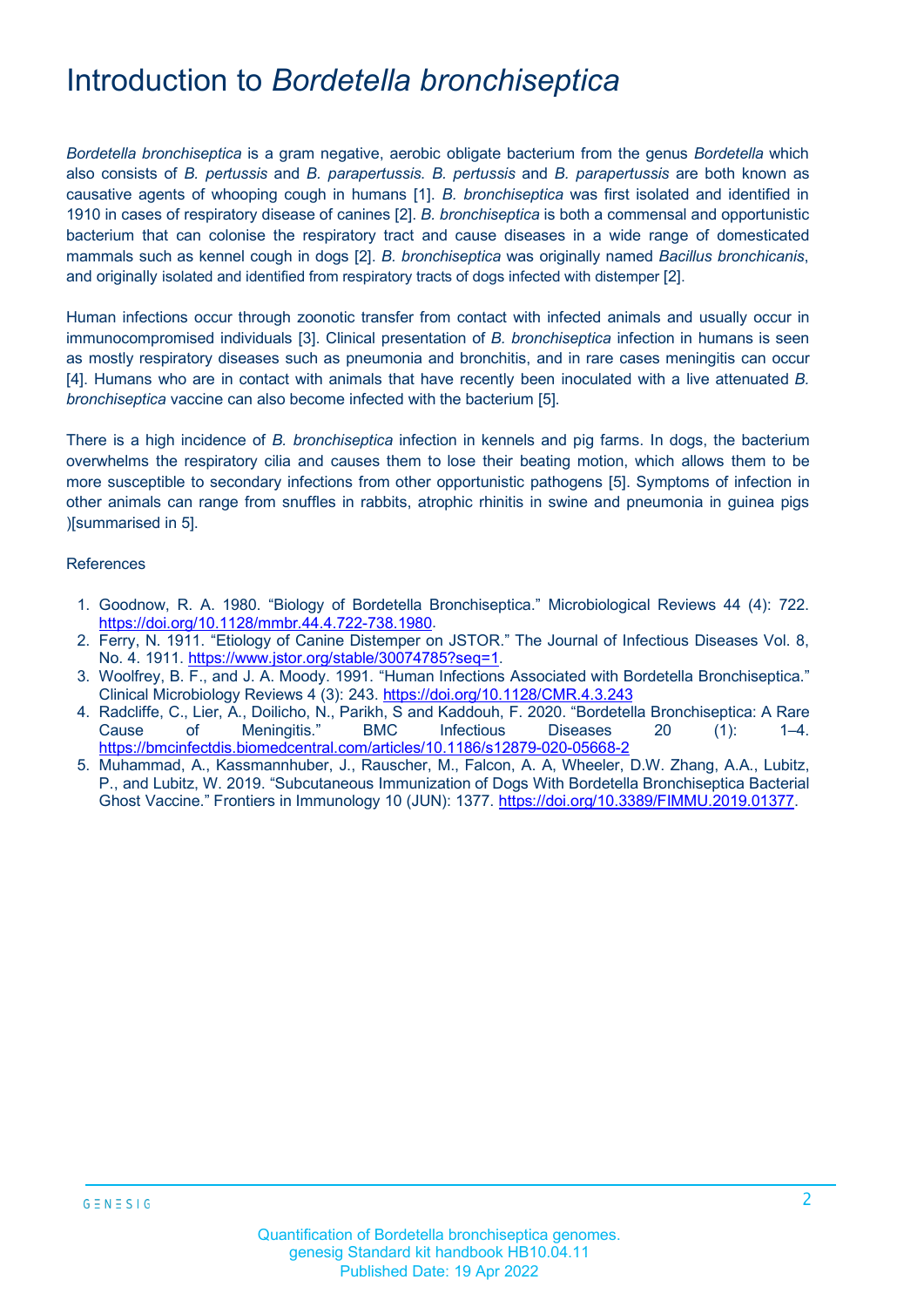# Introduction to *Bordetella bronchiseptica*

*Bordetella bronchiseptica* is a gram negative, aerobic obligate bacterium from the genus *Bordetella* which also consists of *B. pertussis* and *B. parapertussis*. *B. pertussis* and *B. parapertussis* are both known as causative agents of whooping cough in humans [1]. *B. bronchiseptica* was first isolated and identified in 1910 in cases of respiratory disease of canines [2]. *B. bronchiseptica* is both a commensal and opportunistic bacterium that can colonise the respiratory tract and cause diseases in a wide range of domesticated mammals such as kennel cough in dogs [2]. *B. bronchiseptica* was originally named *Bacillus bronchicanis*, and originally isolated and identified from respiratory tracts of dogs infected with distemper [2].

Human infections occur through zoonotic transfer from contact with infected animals and usually occur in immunocompromised individuals [3]. Clinical presentation of *B. bronchiseptica* infection in humans is seen as mostly respiratory diseases such as pneumonia and bronchitis, and in rare cases meningitis can occur [4]. Humans who are in contact with animals that have recently been inoculated with a live attenuated *B. bronchiseptica* vaccine can also become infected with the bacterium [5].

There is a high incidence of *B. bronchiseptica* infection in kennels and pig farms. In dogs, the bacterium overwhelms the respiratory cilia and causes them to lose their beating motion, which allows them to be more susceptible to secondary infections from other opportunistic pathogens [5]. Symptoms of infection in other animals can range from snuffles in rabbits, atrophic rhinitis in swine and pneumonia in guinea pigs )[summarised in 5].

References

1. Goodnow, R. A. 1980. "Biology of Bordetella Bronchiseptica." Microbiological Reviews 44 (4): 722. https://doi.org/10.1128/mmbr.44.4.722-738.1980.
2. Ferry, N. 1911. "Etiology of Canine Distemper on JSTOR." The Journal of Infectious Diseases Vol. 8, No. 4. 1911. https://www.jstor.org/stable/30074785?seq=1.
3. Woolfrey, B. F., and J. A. Moody. 1991. "Human Infections Associated with Bordetella Bronchiseptica." Clinical Microbiology Reviews 4 (3): 243. https://doi.org/10.1128/CMR.4.3.243
4. Radcliffe, C., Lier, A., Doilicho, N., Parikh, S and Kaddouh, F. 2020. "Bordetella Bronchiseptica: A Rare Cause of Meningitis." BMC Infectious Diseases 20 (1): 1–4. https://bmcinfectdis.biomedcentral.com/articles/10.1186/s12879-020-05668-2
5. Muhammad, A., Kassmannhuber, J., Rauscher, M., Falcon, A. A, Wheeler, D.W. Zhang, A.A., Lubitz, P., and Lubitz, W. 2019. "Subcutaneous Immunization of Dogs With Bordetella Bronchiseptica Bacterial Ghost Vaccine." Frontiers in Immunology 10 (JUN): 1377. https://doi.org/10.3389/FIMMU.2019.01377.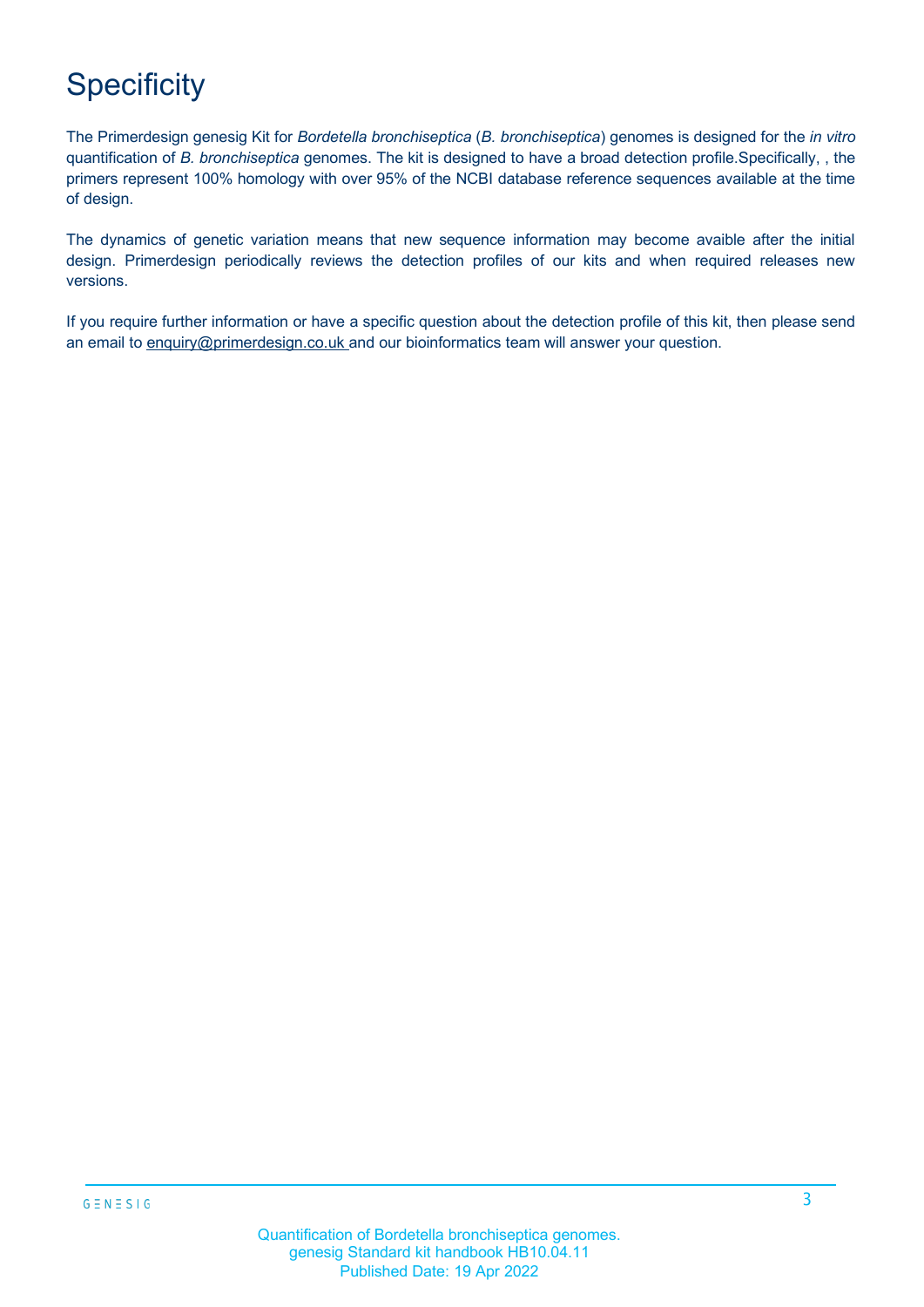# Specificity

The Primerdesign genesig Kit for *Bordetella bronchiseptica* (*B. bronchiseptica*) genomes is designed for the *in vitro* quantification of *B. bronchiseptica* genomes. The kit is designed to have a broad detection profile.Specifically, , the primers represent 100% homology with over 95% of the NCBI database reference sequences available at the time of design.

The dynamics of genetic variation means that new sequence information may become avaible after the initial design. Primerdesign periodically reviews the detection profiles of our kits and when required releases new versions.

If you require further information or have a specific question about the detection profile of this kit, then please send an email to enquiry@primerdesign.co.uk and our bioinformatics team will answer your question.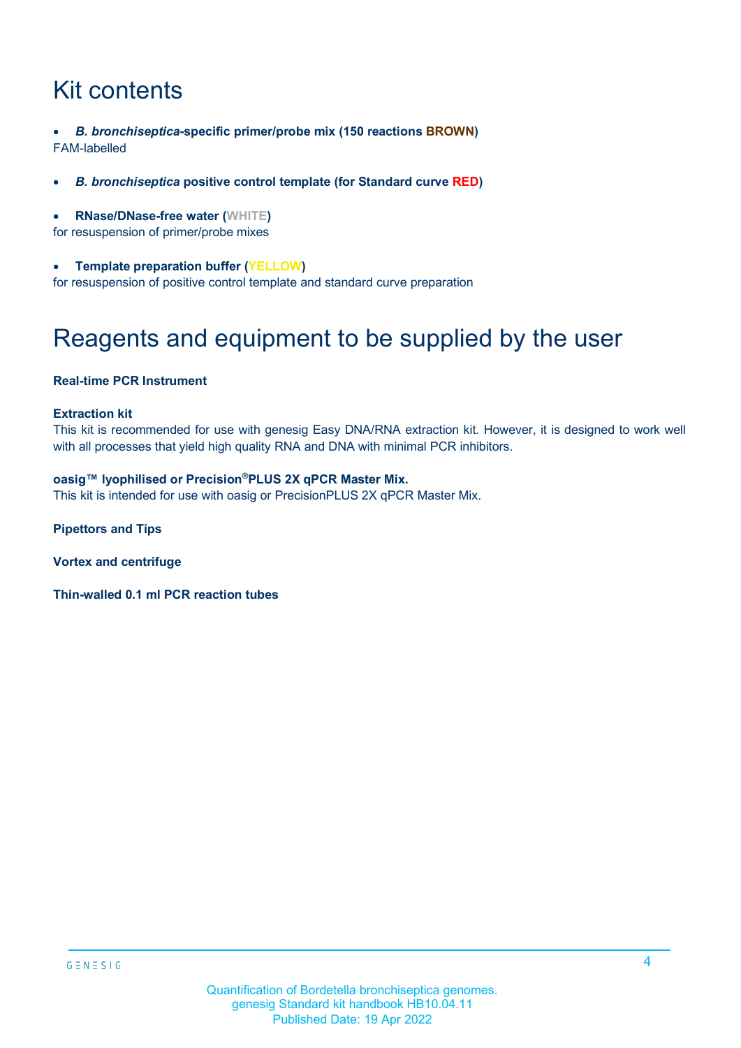# Kit contents

- ***B. bronchiseptica*-specific primer/probe mix (150 reactions BROWN)**

FAM-labelled

- ***B. bronchiseptica* positive control template (for Standard curve RED)**

- **RNase/DNase-free water (WHITE)**

for resuspension of primer/probe mixes

- **Template preparation buffer (YELLOW)**

for resuspension of positive control template and standard curve preparation

# Reagents and equipment to be supplied by the user

**Real-time PCR Instrument**

**Extraction kit**

This kit is recommended for use with genesig Easy DNA/RNA extraction kit. However, it is designed to work well with all processes that yield high quality RNA and DNA with minimal PCR inhibitors.

**oasig™ lyophilised or Precision®PLUS 2X qPCR Master Mix.**

This kit is intended for use with oasig or PrecisionPLUS 2X qPCR Master Mix.

**Pipettors and Tips**

**Vortex and centrifuge**

**Thin-walled 0.1 ml PCR reaction tubes**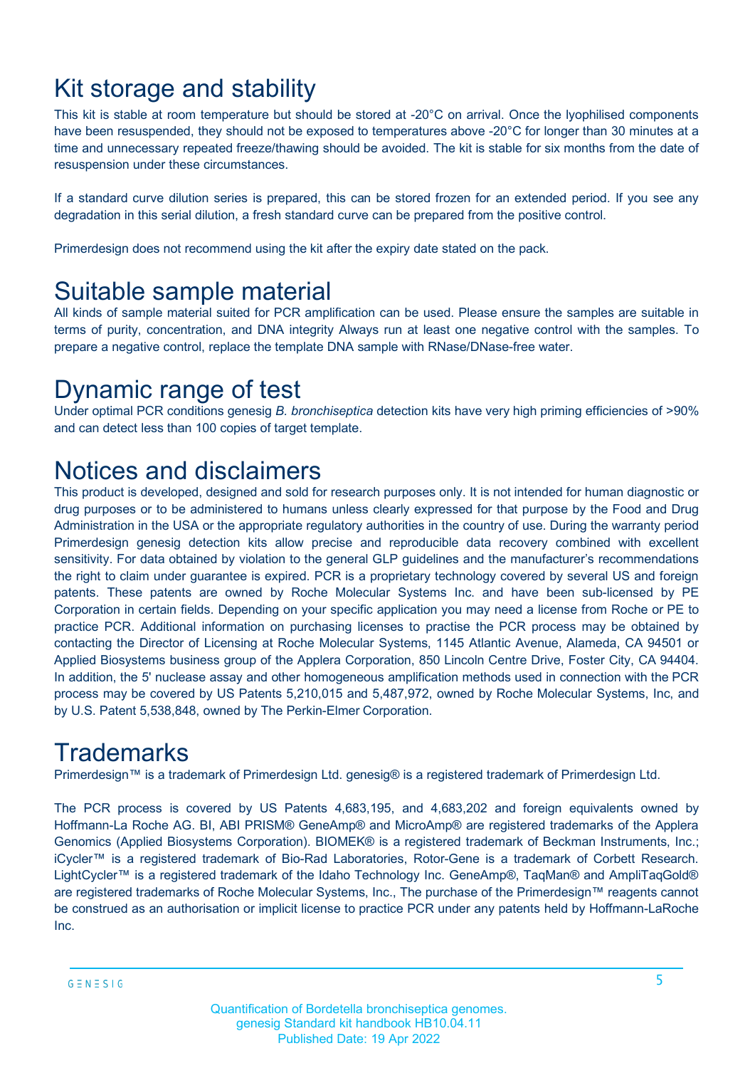# Kit storage and stability

This kit is stable at room temperature but should be stored at -20°C on arrival. Once the lyophilised components have been resuspended, they should not be exposed to temperatures above -20°C for longer than 30 minutes at a time and unnecessary repeated freeze/thawing should be avoided. The kit is stable for six months from the date of resuspension under these circumstances.

If a standard curve dilution series is prepared, this can be stored frozen for an extended period. If you see any degradation in this serial dilution, a fresh standard curve can be prepared from the positive control.

Primerdesign does not recommend using the kit after the expiry date stated on the pack.

# Suitable sample material

All kinds of sample material suited for PCR amplification can be used. Please ensure the samples are suitable in terms of purity, concentration, and DNA integrity Always run at least one negative control with the samples. To prepare a negative control, replace the template DNA sample with RNase/DNase-free water.

# Dynamic range of test

Under optimal PCR conditions genesig *B. bronchiseptica* detection kits have very high priming efficiencies of >90% and can detect less than 100 copies of target template.

# Notices and disclaimers

This product is developed, designed and sold for research purposes only. It is not intended for human diagnostic or drug purposes or to be administered to humans unless clearly expressed for that purpose by the Food and Drug Administration in the USA or the appropriate regulatory authorities in the country of use. During the warranty period Primerdesign genesig detection kits allow precise and reproducible data recovery combined with excellent sensitivity. For data obtained by violation to the general GLP guidelines and the manufacturer's recommendations the right to claim under guarantee is expired. PCR is a proprietary technology covered by several US and foreign patents. These patents are owned by Roche Molecular Systems Inc. and have been sub-licensed by PE Corporation in certain fields. Depending on your specific application you may need a license from Roche or PE to practice PCR. Additional information on purchasing licenses to practise the PCR process may be obtained by contacting the Director of Licensing at Roche Molecular Systems, 1145 Atlantic Avenue, Alameda, CA 94501 or Applied Biosystems business group of the Applera Corporation, 850 Lincoln Centre Drive, Foster City, CA 94404. In addition, the 5' nuclease assay and other homogeneous amplification methods used in connection with the PCR process may be covered by US Patents 5,210,015 and 5,487,972, owned by Roche Molecular Systems, Inc, and by U.S. Patent 5,538,848, owned by The Perkin-Elmer Corporation.

# Trademarks

Primerdesign™ is a trademark of Primerdesign Ltd. genesig® is a registered trademark of Primerdesign Ltd.

The PCR process is covered by US Patents 4,683,195, and 4,683,202 and foreign equivalents owned by Hoffmann-La Roche AG. BI, ABI PRISM® GeneAmp® and MicroAmp® are registered trademarks of the Applera Genomics (Applied Biosystems Corporation). BIOMEK® is a registered trademark of Beckman Instruments, Inc.; iCycler™ is a registered trademark of Bio-Rad Laboratories, Rotor-Gene is a trademark of Corbett Research. LightCycler™ is a registered trademark of the Idaho Technology Inc. GeneAmp®, TaqMan® and AmpliTaqGold® are registered trademarks of Roche Molecular Systems, Inc., The purchase of the Primerdesign™ reagents cannot be construed as an authorisation or implicit license to practice PCR under any patents held by Hoffmann-LaRoche Inc.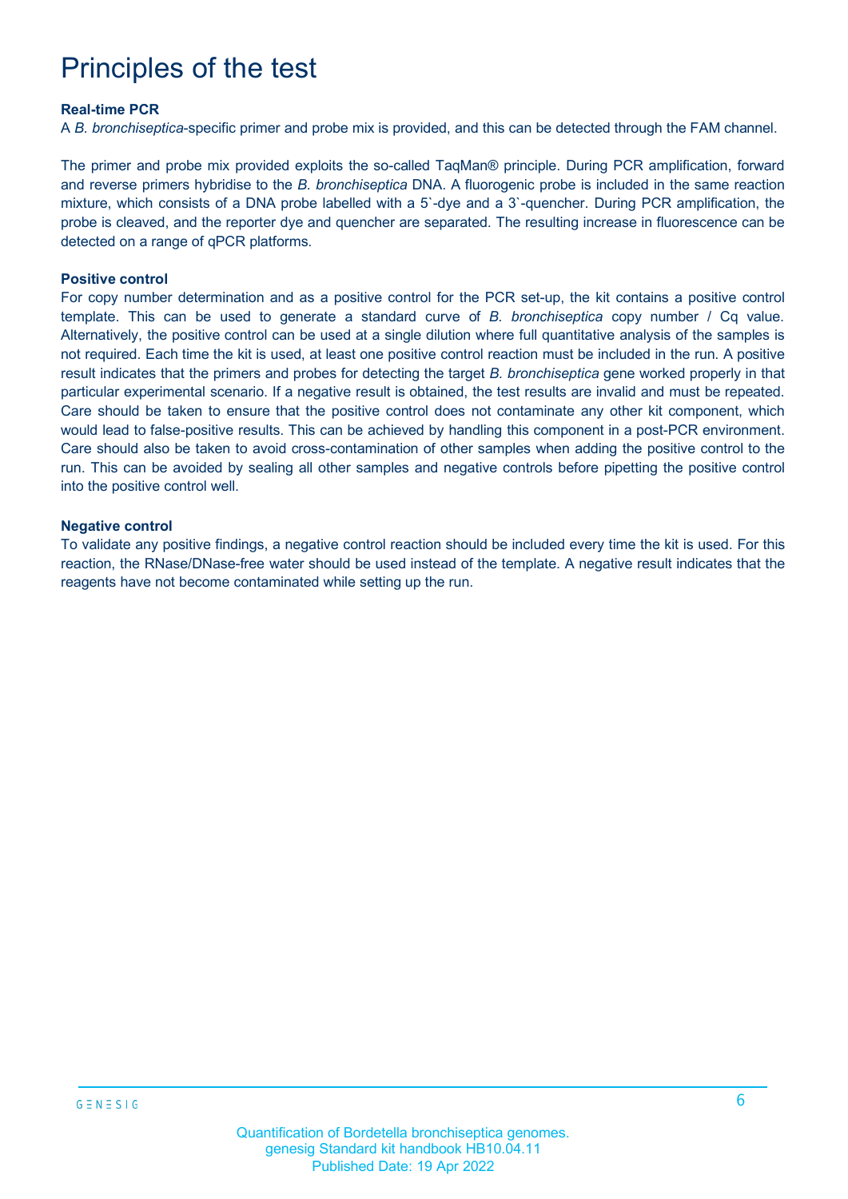# Principles of the test

**Real-time PCR**

A *B. bronchiseptica*-specific primer and probe mix is provided, and this can be detected through the FAM channel.

The primer and probe mix provided exploits the so-called TaqMan® principle. During PCR amplification, forward and reverse primers hybridise to the *B. bronchiseptica* DNA. A fluorogenic probe is included in the same reaction mixture, which consists of a DNA probe labelled with a 5`-dye and a 3`-quencher. During PCR amplification, the probe is cleaved, and the reporter dye and quencher are separated. The resulting increase in fluorescence can be detected on a range of qPCR platforms.

**Positive control**

For copy number determination and as a positive control for the PCR set-up, the kit contains a positive control template. This can be used to generate a standard curve of *B. bronchiseptica* copy number / Cq value. Alternatively, the positive control can be used at a single dilution where full quantitative analysis of the samples is not required. Each time the kit is used, at least one positive control reaction must be included in the run. A positive result indicates that the primers and probes for detecting the target *B. bronchiseptica* gene worked properly in that particular experimental scenario. If a negative result is obtained, the test results are invalid and must be repeated. Care should be taken to ensure that the positive control does not contaminate any other kit component, which would lead to false-positive results. This can be achieved by handling this component in a post-PCR environment. Care should also be taken to avoid cross-contamination of other samples when adding the positive control to the run. This can be avoided by sealing all other samples and negative controls before pipetting the positive control into the positive control well.

**Negative control**

To validate any positive findings, a negative control reaction should be included every time the kit is used. For this reaction, the RNase/DNase-free water should be used instead of the template. A negative result indicates that the reagents have not become contaminated while setting up the run.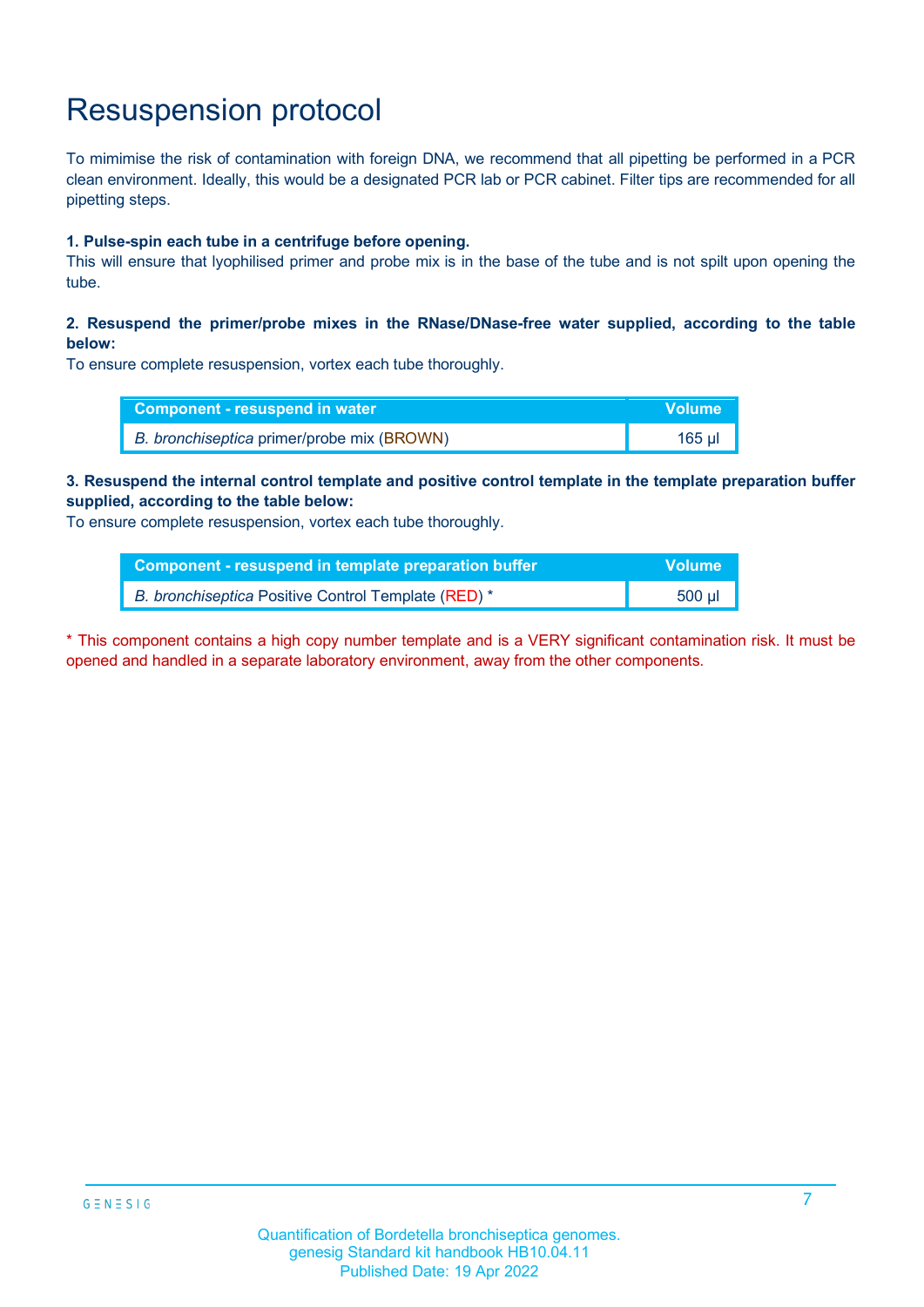# Resuspension protocol

To mimimise the risk of contamination with foreign DNA, we recommend that all pipetting be performed in a PCR clean environment. Ideally, this would be a designated PCR lab or PCR cabinet. Filter tips are recommended for all pipetting steps.

**1. Pulse-spin each tube in a centrifuge before opening.**

This will ensure that lyophilised primer and probe mix is in the base of the tube and is not spilt upon opening the tube.

**2. Resuspend the primer/probe mixes in the RNase/DNase-free water supplied, according to the table below:**

To ensure complete resuspension, vortex each tube thoroughly.

| Component - resuspend in water | Volume |
| --- | --- |
| *B. bronchiseptica* primer/probe mix (BROWN) | 165 µl |

**3. Resuspend the internal control template and positive control template in the template preparation buffer supplied, according to the table below:**

To ensure complete resuspension, vortex each tube thoroughly.

| Component - resuspend in template preparation buffer | Volume |
| --- | --- |
| *B. bronchiseptica* Positive Control Template (RED) * | 500 µl |

* This component contains a high copy number template and is a VERY significant contamination risk. It must be opened and handled in a separate laboratory environment, away from the other components.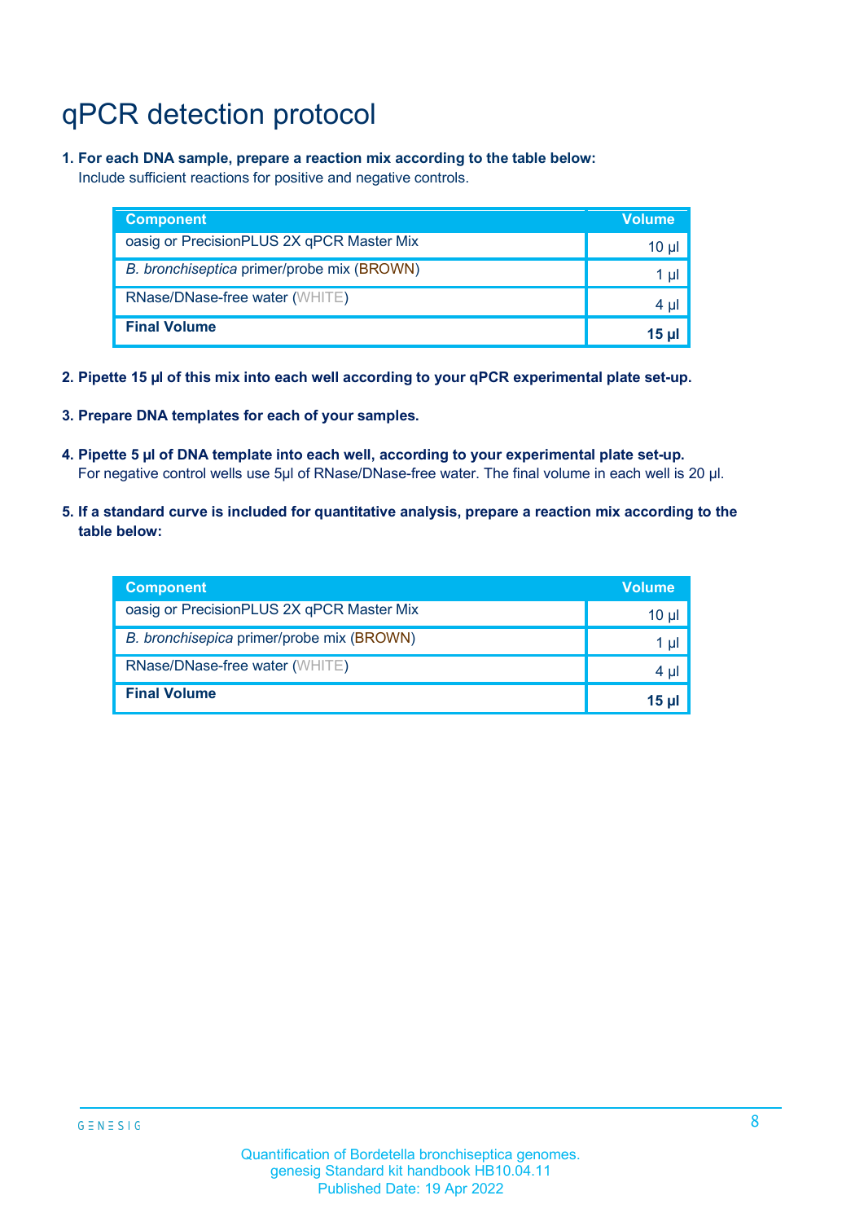# qPCR detection protocol

1. **For each DNA sample, prepare a reaction mix according to the table below:**
   Include sufficient reactions for positive and negative controls.

| Component | Volume |
| --- | --- |
| oasig or PrecisionPLUS 2X qPCR Master Mix | 10 µl |
| *B. bronchiseptica* primer/probe mix (BROWN) | 1 µl |
| RNase/DNase-free water (WHITE) | 4 µl |
| **Final Volume** | **15 µl** |

2. **Pipette 15 µl of this mix into each well according to your qPCR experimental plate set-up.**

3. **Prepare DNA templates for each of your samples.**

4. **Pipette 5 µl of DNA template into each well, according to your experimental plate set-up.**
   For negative control wells use 5µl of RNase/DNase-free water. The final volume in each well is 20 µl.

5. **If a standard curve is included for quantitative analysis, prepare a reaction mix according to the table below:**

| Component | Volume |
| --- | --- |
| oasig or PrecisionPLUS 2X qPCR Master Mix | 10 µl |
| *B. bronchisepica* primer/probe mix (BROWN) | 1 µl |
| RNase/DNase-free water (WHITE) | 4 µl |
| **Final Volume** | **15 µl** |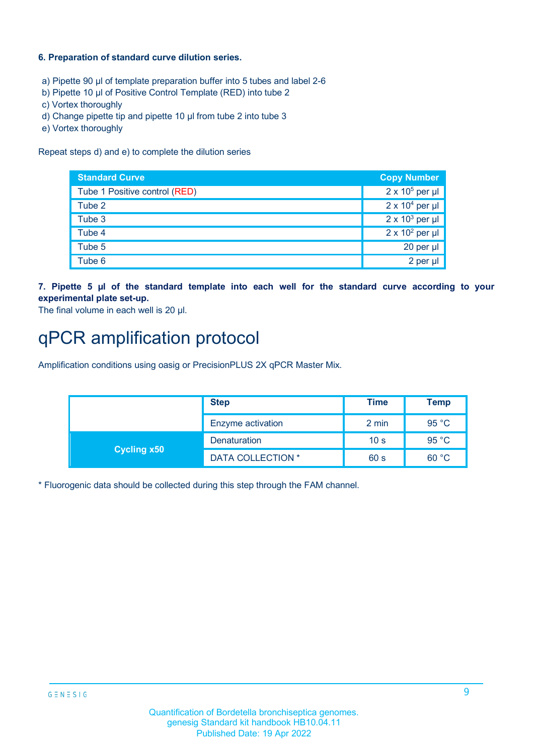**6. Preparation of standard curve dilution series.**

a) Pipette 90 µl of template preparation buffer into 5 tubes and label 2-6
b) Pipette 10 µl of Positive Control Template (RED) into tube 2
c) Vortex thoroughly
d) Change pipette tip and pipette 10 µl from tube 2 into tube 3
e) Vortex thoroughly

Repeat steps d) and e) to complete the dilution series

| Standard Curve | Copy Number |
| --- | --- |
| Tube 1 Positive control (RED) | $2 \times 10^5$ per µl |
| Tube 2 | $2 \times 10^4$ per µl |
| Tube 3 | $2 \times 10^3$ per µl |
| Tube 4 | $2 \times 10^2$ per µl |
| Tube 5 | 20 per µl |
| Tube 6 | 2 per µl |

**7. Pipette 5 µl of the standard template into each well for the standard curve according to your experimental plate set-up.**
The final volume in each well is 20 µl.

# qPCR amplification protocol

Amplification conditions using oasig or PrecisionPLUS 2X qPCR Master Mix.

| | Step | Time | Temp |
| --- | --- | --- | --- |
| | Enzyme activation | 2 min | 95 °C |
| Cycling x50 | Denaturation | 10 s | 95 °C |
| | DATA COLLECTION * | 60 s | 60 °C |

* Fluorogenic data should be collected during this step through the FAM channel.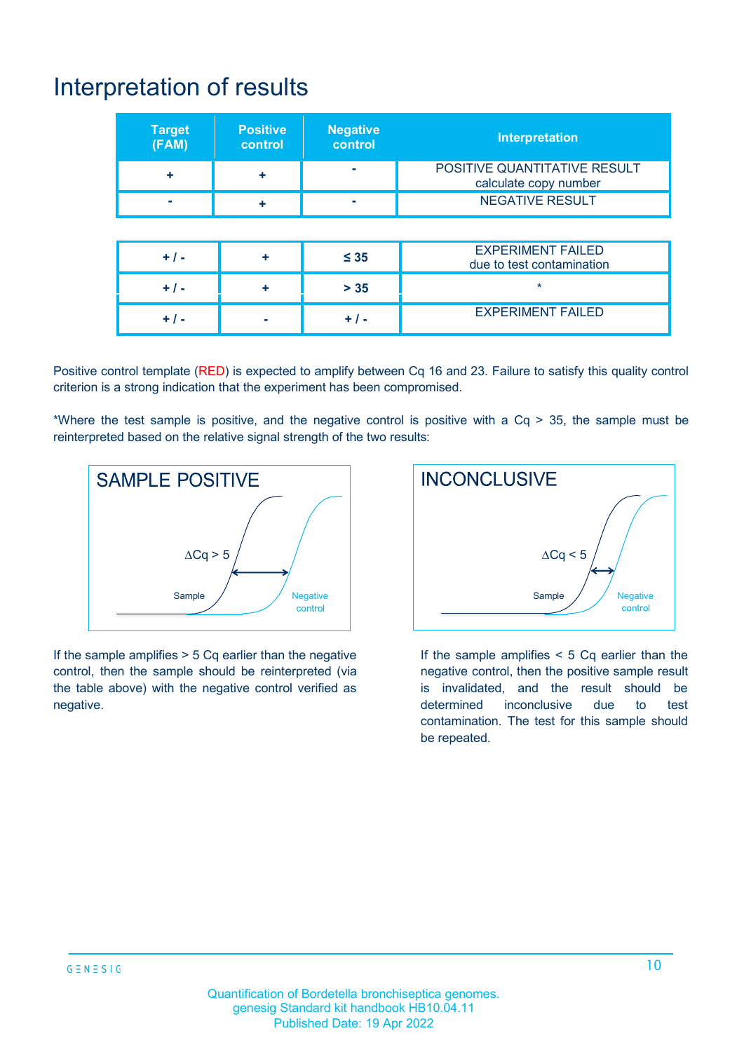# Interpretation of results

| Target (FAM) | Positive control | Negative control | Interpretation |
|---|---|---|---|
| + | + | - | POSITIVE QUANTITATIVE RESULT calculate copy number |
| - | + | - | NEGATIVE RESULT |

| | | | |
|---|---|---|---|
| + / - | + | ≤ 35 | EXPERIMENT FAILED due to test contamination |
| + / - | + | > 35 | * |
| + / - | - | + / - | EXPERIMENT FAILED |

Positive control template (RED) is expected to amplify between Cq 16 and 23. Failure to satisfy this quality control criterion is a strong indication that the experiment has been compromised.

*Where the test sample is positive, and the negative control is positive with a Cq > 35, the sample must be reinterpreted based on the relative signal strength of the two results:

SAMPLE POSITIVE

$\Delta$Cq > 5

Sample

Negative control

If the sample amplifies > 5 Cq earlier than the negative control, then the sample should be reinterpreted (via the table above) with the negative control verified as negative.

INCONCLUSIVE

$\Delta$Cq < 5

Sample

Negative control

If the sample amplifies < 5 Cq earlier than the negative control, then the positive sample result is invalidated, and the result should be determined inconclusive due to test contamination. The test for this sample should be repeated.